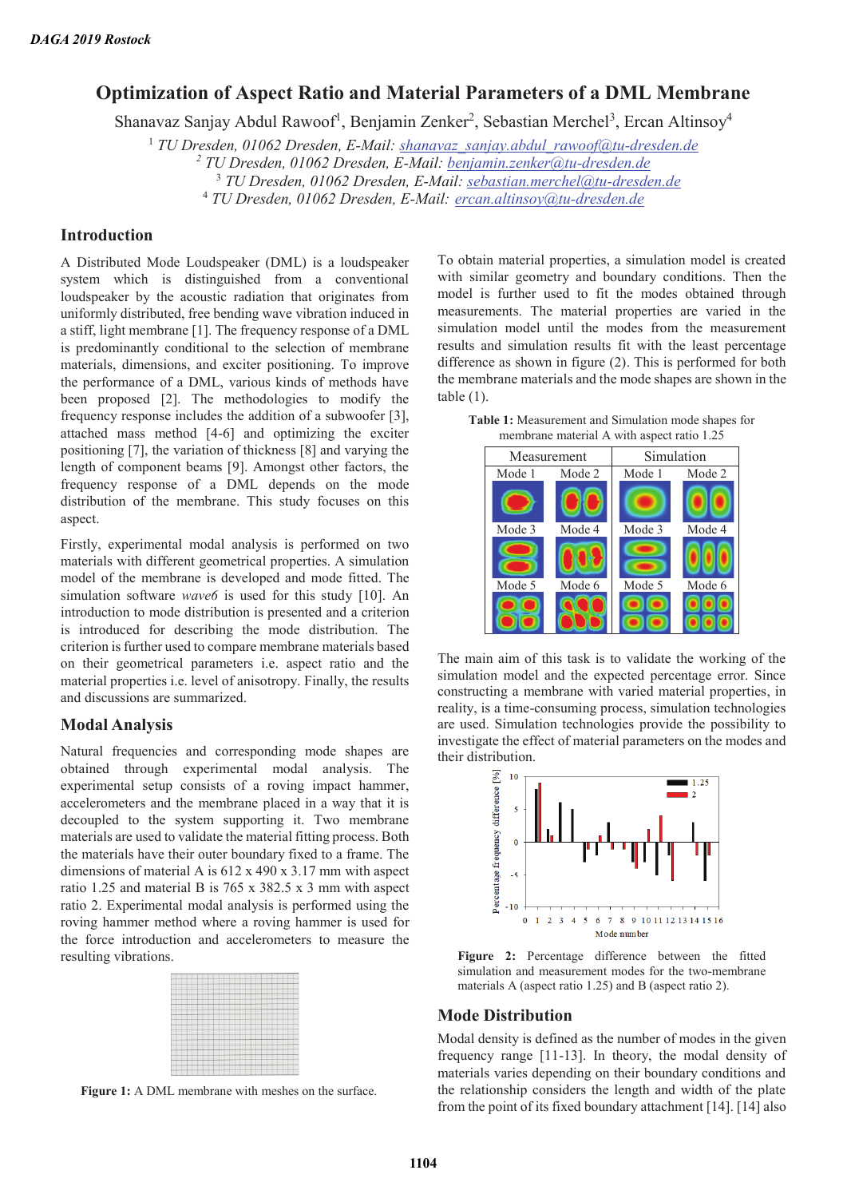# Optimization of Aspect Ratio and Material Parameters of a DML Membrane

Shanavaz Sanjay Abdul Rawoof[1], Benjamin Zenker[2], Sebastian Merchel[3], Ercan Altinsoy[4]

[1] *TU Dresden, 01062 Dresden, E-Mail: shanavaz_sanjay.abdul_rawoof@tu-dresden.de*
[2] *TU Dresden, 01062 Dresden, E-Mail: benjamin.zenker@tu-dresden.de*
[3] *TU Dresden, 01062 Dresden, E-Mail: sebastian.merchel@tu-dresden.de*
[4] *TU Dresden, 01062 Dresden, E-Mail: ercan.altinsoy@tu-dresden.de*

## Introduction

A Distributed Mode Loudspeaker (DML) is a loudspeaker system which is distinguished from a conventional loudspeaker by the acoustic radiation that originates from uniformly distributed, free bending wave vibration induced in a stiff, light membrane [1]. The frequency response of a DML is predominantly conditional to the selection of membrane materials, dimensions, and exciter positioning. To improve the performance of a DML, various kinds of methods have been proposed [2]. The methodologies to modify the frequency response includes the addition of a subwoofer [3], attached mass method [4-6] and optimizing the exciter positioning [7], the variation of thickness [8] and varying the length of component beams [9]. Amongst other factors, the frequency response of a DML depends on the mode distribution of the membrane. This study focuses on this aspect.

Firstly, experimental modal analysis is performed on two materials with different geometrical properties. A simulation model of the membrane is developed and mode fitted. The simulation software *wave6* is used for this study [10]. An introduction to mode distribution is presented and a criterion is introduced for describing the mode distribution. The criterion is further used to compare membrane materials based on their geometrical parameters i.e. aspect ratio and the material properties i.e. level of anisotropy. Finally, the results and discussions are summarized.

## Modal Analysis

Natural frequencies and corresponding mode shapes are obtained through experimental modal analysis. The experimental setup consists of a roving impact hammer, accelerometers and the membrane placed in a way that it is decoupled to the system supporting it. Two membrane materials are used to validate the material fitting process. Both the materials have their outer boundary fixed to a frame. The dimensions of material A is 612 x 490 x 3.17 mm with aspect ratio 1.25 and material B is 765 x 382.5 x 3 mm with aspect ratio 2. Experimental modal analysis is performed using the roving hammer method where a roving hammer is used for the force introduction and accelerometers to measure the resulting vibrations.

**Figure 1:** A DML membrane with meshes on the surface.

To obtain material properties, a simulation model is created with similar geometry and boundary conditions. Then the model is further used to fit the modes obtained through measurements. The material properties are varied in the simulation model until the modes from the measurement results and simulation results fit with the least percentage difference as shown in figure (2). This is performed for both the membrane materials and the mode shapes are shown in the table (1).

**Table 1:** Measurement and Simulation mode shapes for membrane material A with aspect ratio 1.25

| Measurement | | Simulation | |
|---|---|---|---|
| Mode 1 | Mode 2 | Mode 1 | Mode 2 |
| Mode 3 | Mode 4 | Mode 3 | Mode 4 |
| Mode 5 | Mode 6 | Mode 5 | Mode 6 |

The main aim of this task is to validate the working of the simulation model and the expected percentage error. Since constructing a membrane with varied material properties, in reality, is a time-consuming process, simulation technologies are used. Simulation technologies provide the possibility to investigate the effect of material parameters on the modes and their distribution.

**Figure 2:** Percentage difference between the fitted simulation and measurement modes for the two-membrane materials A (aspect ratio 1.25) and B (aspect ratio 2).

## Mode Distribution

Modal density is defined as the number of modes in the given frequency range [11-13]. In theory, the modal density of materials varies depending on their boundary conditions and the relationship considers the length and width of the plate from the point of its fixed boundary attachment [14]. [14] also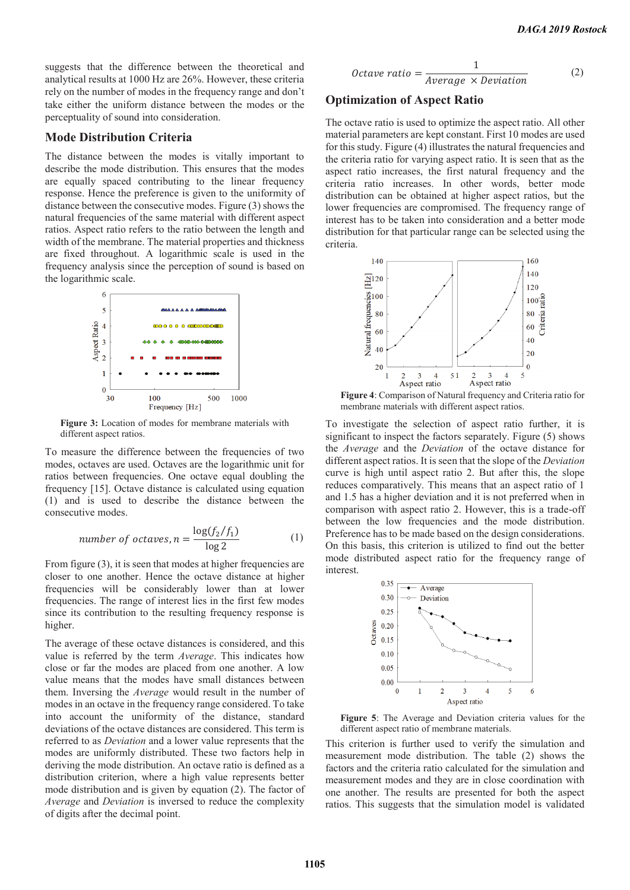suggests that the difference between the theoretical and analytical results at 1000 Hz are 26%. However, these criteria rely on the number of modes in the frequency range and don't take either the uniform distance between the modes or the perceptuality of sound into consideration.

## Mode Distribution Criteria

The distance between the modes is vitally important to describe the mode distribution. This ensures that the modes are equally spaced contributing to the linear frequency response. Hence the preference is given to the uniformity of distance between the consecutive modes. Figure (3) shows the natural frequencies of the same material with different aspect ratios. Aspect ratio refers to the ratio between the length and width of the membrane. The material properties and thickness are fixed throughout. A logarithmic scale is used in the frequency analysis since the perception of sound is based on the logarithmic scale.

**Figure 3:** Location of modes for membrane materials with different aspect ratios.

To measure the difference between the frequencies of two modes, octaves are used. Octaves are the logarithmic unit for ratios between frequencies. One octave equal doubling the frequency [15]. Octave distance is calculated using equation (1) and is used to describe the distance between the consecutive modes.

$$number\ of\ octaves, n = \frac{\log(f_2/f_1)}{\log 2} \qquad (1)$$

From figure (3), it is seen that modes at higher frequencies are closer to one another. Hence the octave distance at higher frequencies will be considerably lower than at lower frequencies. The range of interest lies in the first few modes since its contribution to the resulting frequency response is higher.

The average of these octave distances is considered, and this value is referred by the term *Average*. This indicates how close or far the modes are placed from one another. A low value means that the modes have small distances between them. Inversing the *Average* would result in the number of modes in an octave in the frequency range considered. To take into account the uniformity of the distance, standard deviations of the octave distances are considered. This term is referred to as *Deviation* and a lower value represents that the modes are uniformly distributed. These two factors help in deriving the mode distribution. An octave ratio is defined as a distribution criterion, where a high value represents better mode distribution and is given by equation (2). The factor of *Average* and *Deviation* is inversed to reduce the complexity of digits after the decimal point.

$$Octave\ ratio = \frac{1}{Average\ \times Deviation} \qquad (2)$$

## Optimization of Aspect Ratio

The octave ratio is used to optimize the aspect ratio. All other material parameters are kept constant. First 10 modes are used for this study. Figure (4) illustrates the natural frequencies and the criteria ratio for varying aspect ratio. It is seen that as the aspect ratio increases, the first natural frequency and the criteria ratio increases. In other words, better mode distribution can be obtained at higher aspect ratios, but the lower frequencies are compromised. The frequency range of interest has to be taken into consideration and a better mode distribution for that particular range can be selected using the criteria.

**Figure 4**: Comparison of Natural frequency and Criteria ratio for membrane materials with different aspect ratios.

To investigate the selection of aspect ratio further, it is significant to inspect the factors separately. Figure (5) shows the *Average* and the *Deviation* of the octave distance for different aspect ratios. It is seen that the slope of the *Deviation* curve is high until aspect ratio 2. But after this, the slope reduces comparatively. This means that an aspect ratio of 1 and 1.5 has a higher deviation and it is not preferred when in comparison with aspect ratio 2. However, this is a trade-off between the low frequencies and the mode distribution. Preference has to be made based on the design considerations. On this basis, this criterion is utilized to find out the better mode distributed aspect ratio for the frequency range of interest.

**Figure 5**: The Average and Deviation criteria values for the different aspect ratio of membrane materials.

This criterion is further used to verify the simulation and measurement mode distribution. The table (2) shows the factors and the criteria ratio calculated for the simulation and measurement modes and they are in close coordination with one another. The results are presented for both the aspect ratios. This suggests that the simulation model is validated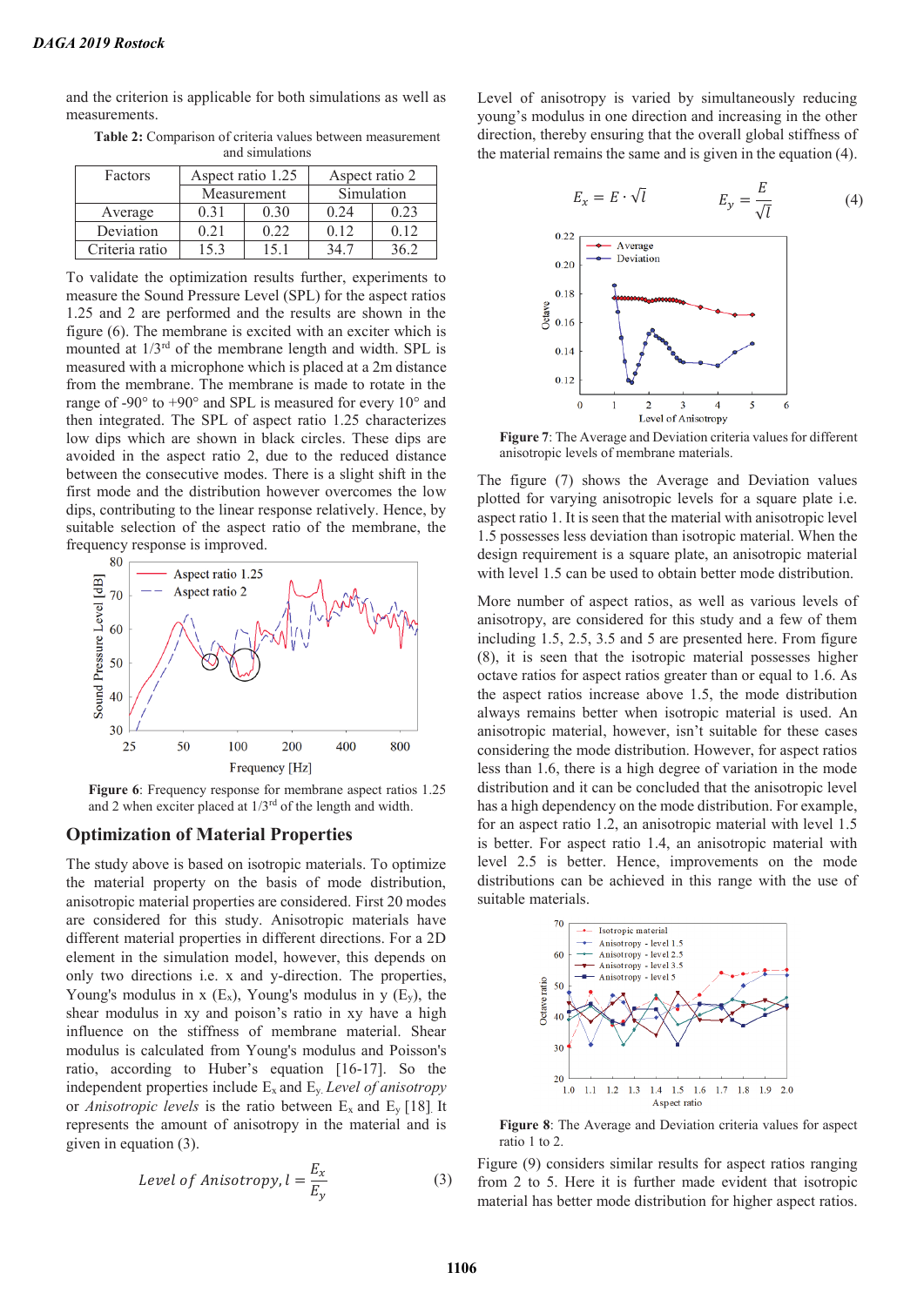and the criterion is applicable for both simulations as well as measurements.

**Table 2:** Comparison of criteria values between measurement and simulations

| Factors | Aspect ratio 1.25 | | Aspect ratio 2 | |
|---|---|---|---|---|
| | Measurement | | Simulation | |
| Average | 0.31 | 0.30 | 0.24 | 0.23 |
| Deviation | 0.21 | 0.22 | 0.12 | 0.12 |
| Criteria ratio | 15.3 | 15.1 | 34.7 | 36.2 |

To validate the optimization results further, experiments to measure the Sound Pressure Level (SPL) for the aspect ratios 1.25 and 2 are performed and the results are shown in the figure (6). The membrane is excited with an exciter which is mounted at 1/3[rd] of the membrane length and width. SPL is measured with a microphone which is placed at a 2m distance from the membrane. The membrane is made to rotate in the range of -90° to +90° and SPL is measured for every 10° and then integrated. The SPL of aspect ratio 1.25 characterizes low dips which are shown in black circles. These dips are avoided in the aspect ratio 2, due to the reduced distance between the consecutive modes. There is a slight shift in the first mode and the distribution however overcomes the low dips, contributing to the linear response relatively. Hence, by suitable selection of the aspect ratio of the membrane, the frequency response is improved.

**Figure 6**: Frequency response for membrane aspect ratios 1.25 and 2 when exciter placed at 1/3[rd] of the length and width.

## Optimization of Material Properties

The study above is based on isotropic materials. To optimize the material property on the basis of mode distribution, anisotropic material properties are considered. First 20 modes are considered for this study. Anisotropic materials have different material properties in different directions. For a 2D element in the simulation model, however, this depends on only two directions i.e. x and y-direction. The properties, Young's modulus in x ($E_x$), Young's modulus in y ($E_y$), the shear modulus in xy and poison's ratio in xy have a high influence on the stiffness of membrane material. Shear modulus is calculated from Young's modulus and Poisson's ratio, according to Huber's equation [16-17]. So the independent properties include $E_x$ and $E_y$. *Level of anisotropy* or *Anisotropic levels* is the ratio between $E_x$ and $E_y$ [18]. It represents the amount of anisotropy in the material and is given in equation (3).

$$Level\ of\ Anisotropy, l = \frac{E_x}{E_y} \tag{3}$$

Level of anisotropy is varied by simultaneously reducing young's modulus in one direction and increasing in the other direction, thereby ensuring that the overall global stiffness of the material remains the same and is given in the equation (4).

$$E_x = E \cdot \sqrt{l} \qquad E_y = \frac{E}{\sqrt{l}} \tag{4}$$

**Figure 7**: The Average and Deviation criteria values for different anisotropic levels of membrane materials.

The figure (7) shows the Average and Deviation values plotted for varying anisotropic levels for a square plate i.e. aspect ratio 1. It is seen that the material with anisotropic level 1.5 possesses less deviation than isotropic material. When the design requirement is a square plate, an anisotropic material with level 1.5 can be used to obtain better mode distribution.

More number of aspect ratios, as well as various levels of anisotropy, are considered for this study and a few of them including 1.5, 2.5, 3.5 and 5 are presented here. From figure (8), it is seen that the isotropic material possesses higher octave ratios for aspect ratios greater than or equal to 1.6. As the aspect ratios increase above 1.5, the mode distribution always remains better when isotropic material is used. An anisotropic material, however, isn't suitable for these cases considering the mode distribution. However, for aspect ratios less than 1.6, there is a high degree of variation in the mode distribution and it can be concluded that the anisotropic level has a high dependency on the mode distribution. For example, for an aspect ratio 1.2, an anisotropic material with level 1.5 is better. For aspect ratio 1.4, an anisotropic material with level 2.5 is better. Hence, improvements on the mode distributions can be achieved in this range with the use of suitable materials.

**Figure 8**: The Average and Deviation criteria values for aspect ratio 1 to 2.

Figure (9) considers similar results for aspect ratios ranging from 2 to 5. Here it is further made evident that isotropic material has better mode distribution for higher aspect ratios.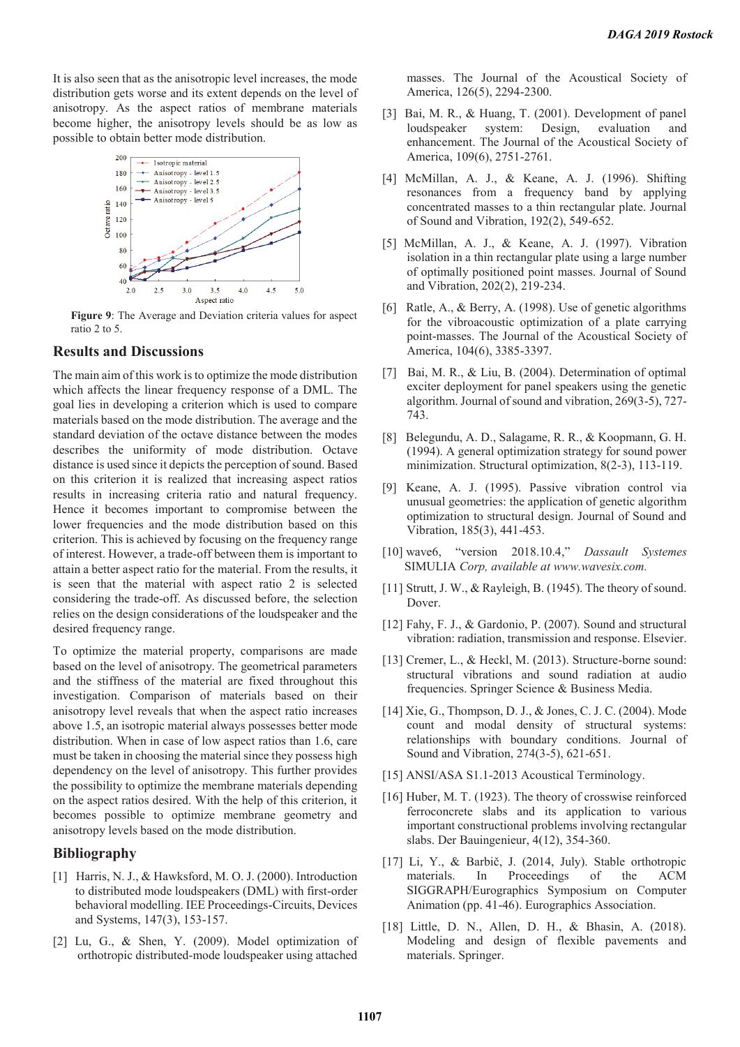It is also seen that as the anisotropic level increases, the mode distribution gets worse and its extent depends on the level of anisotropy. As the aspect ratios of membrane materials become higher, the anisotropy levels should be as low as possible to obtain better mode distribution.

200
180
160
140
120
100
80
60
40
Octave ratio
Isotropic material
Anisotropy - level 1.5
Anisotropy - level 2.5
Anisotropy - level 3.5
Anisotropy - level 5
2.0 2.5 3.0 3.5 4.0 4.5 5.0
Aspect ratio

**Figure 9**: The Average and Deviation criteria values for aspect ratio 2 to 5.

## Results and Discussions

The main aim of this work is to optimize the mode distribution which affects the linear frequency response of a DML. The goal lies in developing a criterion which is used to compare materials based on the mode distribution. The average and the standard deviation of the octave distance between the modes describes the uniformity of mode distribution. Octave distance is used since it depicts the perception of sound. Based on this criterion it is realized that increasing aspect ratios results in increasing criteria ratio and natural frequency. Hence it becomes important to compromise between the lower frequencies and the mode distribution based on this criterion. This is achieved by focusing on the frequency range of interest. However, a trade-off between them is important to attain a better aspect ratio for the material. From the results, it is seen that the material with aspect ratio 2 is selected considering the trade-off. As discussed before, the selection relies on the design considerations of the loudspeaker and the desired frequency range.

To optimize the material property, comparisons are made based on the level of anisotropy. The geometrical parameters and the stiffness of the material are fixed throughout this investigation. Comparison of materials based on their anisotropy level reveals that when the aspect ratio increases above 1.5, an isotropic material always possesses better mode distribution. When in case of low aspect ratios than 1.6, care must be taken in choosing the material since they possess high dependency on the level of anisotropy. This further provides the possibility to optimize the membrane materials depending on the aspect ratios desired. With the help of this criterion, it becomes possible to optimize membrane geometry and anisotropy levels based on the mode distribution.

## Bibliography

[1] Harris, N. J., & Hawksford, M. O. J. (2000). Introduction to distributed mode loudspeakers (DML) with first-order behavioral modelling. IEE Proceedings-Circuits, Devices and Systems, 147(3), 153-157.

[2] Lu, G., & Shen, Y. (2009). Model optimization of orthotropic distributed-mode loudspeaker using attached masses. The Journal of the Acoustical Society of America, 126(5), 2294-2300.

[3] Bai, M. R., & Huang, T. (2001). Development of panel loudspeaker system: Design, evaluation and enhancement. The Journal of the Acoustical Society of America, 109(6), 2751-2761.

[4] McMillan, A. J., & Keane, A. J. (1996). Shifting resonances from a frequency band by applying concentrated masses to a thin rectangular plate. Journal of Sound and Vibration, 192(2), 549-652.

[5] McMillan, A. J., & Keane, A. J. (1997). Vibration isolation in a thin rectangular plate using a large number of optimally positioned point masses. Journal of Sound and Vibration, 202(2), 219-234.

[6] Ratle, A., & Berry, A. (1998). Use of genetic algorithms for the vibroacoustic optimization of a plate carrying point-masses. The Journal of the Acoustical Society of America, 104(6), 3385-3397.

[7] Bai, M. R., & Liu, B. (2004). Determination of optimal exciter deployment for panel speakers using the genetic algorithm. Journal of sound and vibration, 269(3-5), 727-743.

[8] Belegundu, A. D., Salagame, R. R., & Koopmann, G. H. (1994). A general optimization strategy for sound power minimization. Structural optimization, 8(2-3), 113-119.

[9] Keane, A. J. (1995). Passive vibration control via unusual geometries: the application of genetic algorithm optimization to structural design. Journal of Sound and Vibration, 185(3), 441-453.

[10] wave6, "version 2018.10.4," *Dassault Systemes* SIMULIA *Corp, available at www.wavesix.com.*

[11] Strutt, J. W., & Rayleigh, B. (1945). The theory of sound. Dover.

[12] Fahy, F. J., & Gardonio, P. (2007). Sound and structural vibration: radiation, transmission and response. Elsevier.

[13] Cremer, L., & Heckl, M. (2013). Structure-borne sound: structural vibrations and sound radiation at audio frequencies. Springer Science & Business Media.

[14] Xie, G., Thompson, D. J., & Jones, C. J. C. (2004). Mode count and modal density of structural systems: relationships with boundary conditions. Journal of Sound and Vibration, 274(3-5), 621-651.

[15] ANSI/ASA S1.1-2013 Acoustical Terminology.

[16] Huber, M. T. (1923). The theory of crosswise reinforced ferroconcrete slabs and its application to various important constructional problems involving rectangular slabs. Der Bauingenieur, 4(12), 354-360.

[17] Li, Y., & Barbič, J. (2014, July). Stable orthotropic materials. In Proceedings of the ACM SIGGRAPH/Eurographics Symposium on Computer Animation (pp. 41-46). Eurographics Association.

[18] Little, D. N., Allen, D. H., & Bhasin, A. (2018). Modeling and design of flexible pavements and materials. Springer.